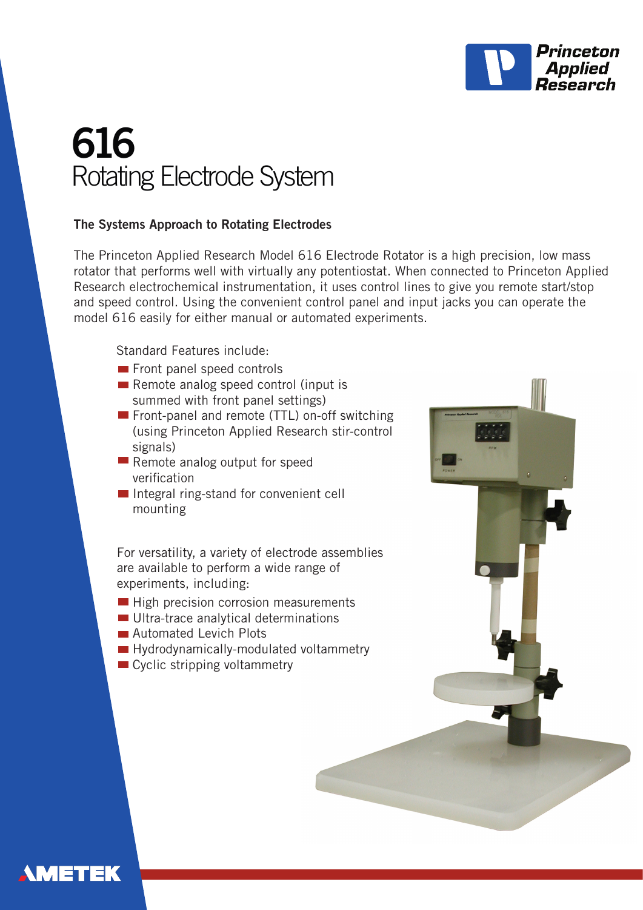# 616
## Rotating Electrode System

### The Systems Approach to Rotating Electrodes

The Princeton Applied Research Model 616 Electrode Rotator is a high precision, low mass rotator that performs well with virtually any potentiostat. When connected to Princeton Applied Research electrochemical instrumentation, it uses control lines to give you remote start/stop and speed control. Using the convenient control panel and input jacks you can operate the model 616 easily for either manual or automated experiments.

Standard Features include:

- Front panel speed controls
- Remote analog speed control (input is summed with front panel settings)
- Front-panel and remote (TTL) on-off switching (using Princeton Applied Research stir-control signals)
- Remote analog output for speed verification
- Integral ring-stand for convenient cell mounting

For versatility, a variety of electrode assemblies are available to perform a wide range of experiments, including:

- High precision corrosion measurements
- Ultra-trace analytical determinations
- Automated Levich Plots
- Hydrodynamically-modulated voltammetry
- Cyclic stripping voltammetry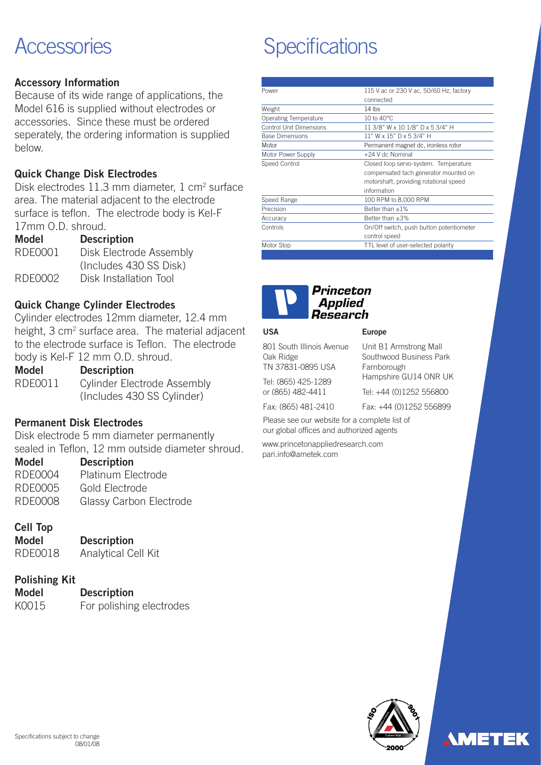# Accessories

### Accessory Information

Because of its wide range of applications, the Model 616 is supplied without electrodes or accessories. Since these must be ordered seperately, the ordering information is supplied below.

### Quick Change Disk Electrodes

Disk electrodes 11.3 mm diameter, 1 $cm^2$ surface area. The material adjacent to the electrode surface is teflon. The electrode body is Kel-F 17mm O.D. shroud.

| Model | Description |
|---|---|
| RDE0001 | Disk Electrode Assembly (Includes 430 SS Disk) |
| RDE0002 | Disk Installation Tool |

### Quick Change Cylinder Electrodes

Cylinder electrodes 12mm diameter, 12.4 mm height, 3 $cm^2$ surface area. The material adjacent to the electrode surface is Teflon. The electrode body is Kel-F 12 mm O.D. shroud.

| Model | Description |
|---|---|
| RDE0011 | Cylinder Electrode Assembly (Includes 430 SS Cylinder) |

### Permanent Disk Electrodes

Disk electrode 5 mm diameter permanently sealed in Teflon, 12 mm outside diameter shroud.

| Model | Description |
|---|---|
| RDE0004 | Platinum Electrode |
| RDE0005 | Gold Electrode |
| RDE0008 | Glassy Carbon Electrode |

### Cell Top

| Model | Description |
|---|---|
| RDE0018 | Analytical Cell Kit |

### Polishing Kit

| Model | Description |
|---|---|
| K0015 | For polishing electrodes |

# Specifications

| | |
|---|---|
| Power | 115 V ac or 230 V ac, 50/60 Hz, factory connected |
| Weight | 14 lbs |
| Operating Temperature | 10 to 40°C |
| Control Unit Dimensions | 11 3/8" W x 10 1/8" D x 5 3/4" H |
| Base Dimensions | 11" W x 15" D x 5 3/4" H |
| Motor | Permanent magnet dc, ironless rotor |
| Motor Power Supply | +24 V dc Nominal |
| Speed Control | Closed loop servo-system. Temperature compensated tach generator mounted on motorshaft, providing rotational speed information |
| Speed Range | 100 RPM to 8,000 RPM |
| Precision | Better than ±1% |
| Accuracy | Better than ±3% |
| Controls | On/Off switch, push button potentiometer control speed |
| Motor Stop | TTL level of user-selected polarity |

**Princeton Applied Research**

**USA**

801 South Illinois Avenue
Oak Ridge
TN 37831-0895 USA

Tel: (865) 425-1289
or (865) 482-4411

Fax: (865) 481-2410

**Europe**

Unit B1 Armstrong Mall
Southwood Business Park
Farnborough
Hampshire GU14 ONR UK

Tel: +44 (0)1252 556800

Fax: +44 (0)1252 556899

Please see our website for a complete list of our global offices and authorized agents

www.princetonappliedresearch.com
pari.info@ametek.com

Specifications subject to change
08/01/08

AMETEK